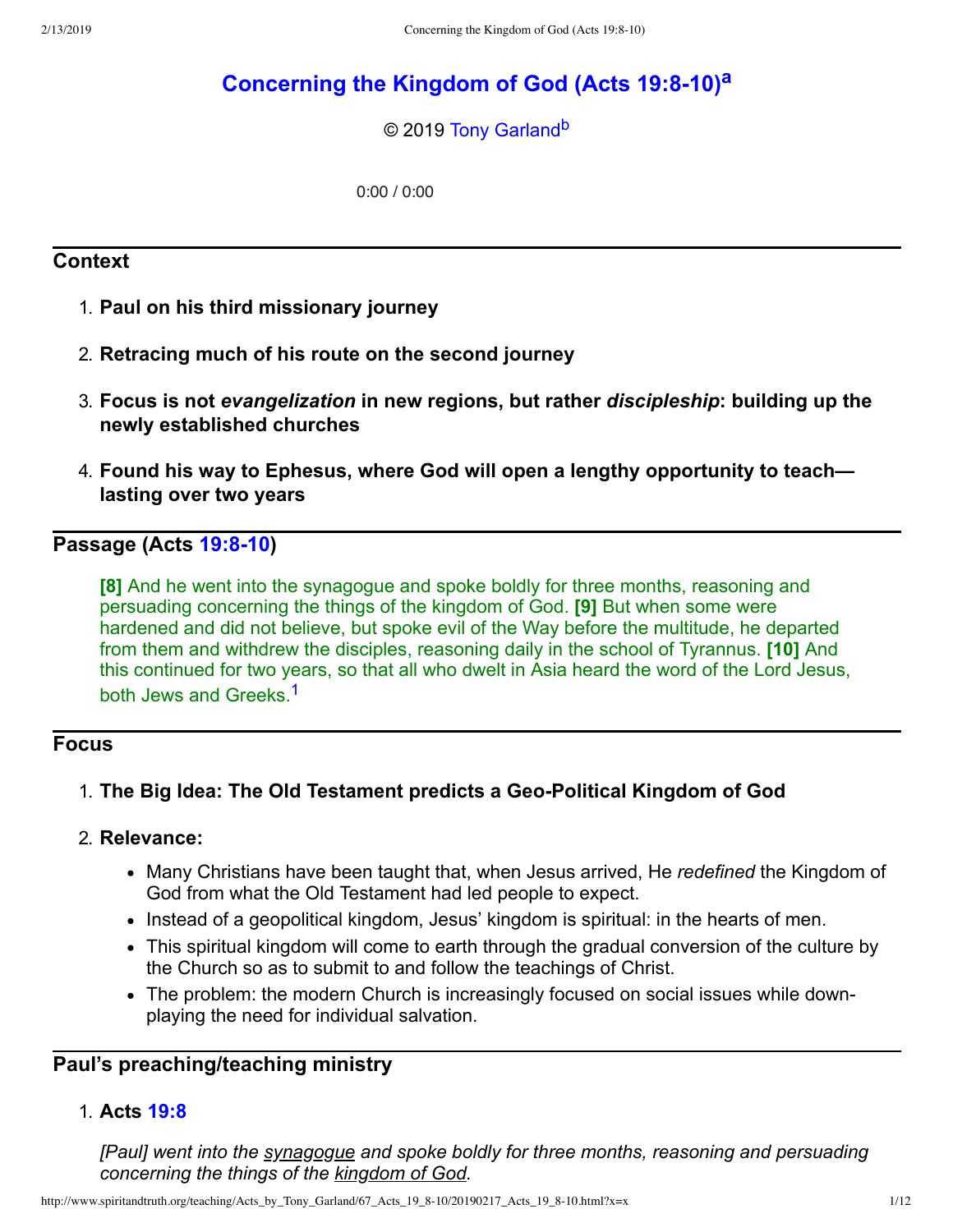# Concerning the Kingdom of God (Acts 19:8-10)[a]

© 2019 Tony Garland[b]

0:00 / 0:00

## Context

1. **Paul on his third missionary journey**
2. **Retracing much of his route on the second journey**
3. **Focus is not *evangelization* in new regions, but rather *discipleship*: building up the newly established churches**
4. **Found his way to Ephesus, where God will open a lengthy opportunity to teach—lasting over two years**

## Passage (Acts 19:8-10)

> **[8]** And he went into the synagogue and spoke boldly for three months, reasoning and persuading concerning the things of the kingdom of God. **[9]** But when some were hardened and did not believe, but spoke evil of the Way before the multitude, he departed from them and withdrew the disciples, reasoning daily in the school of Tyrannus. **[10]** And this continued for two years, so that all who dwelt in Asia heard the word of the Lord Jesus, both Jews and Greeks.[1]

## Focus

1. **The Big Idea: The Old Testament predicts a Geo-Political Kingdom of God**
2. **Relevance:**
   - Many Christians have been taught that, when Jesus arrived, He *redefined* the Kingdom of God from what the Old Testament had led people to expect.
   - Instead of a geopolitical kingdom, Jesus' kingdom is spiritual: in the hearts of men.
   - This spiritual kingdom will come to earth through the gradual conversion of the culture by the Church so as to submit to and follow the teachings of Christ.
   - The problem: the modern Church is increasingly focused on social issues while down-playing the need for individual salvation.

## Paul's preaching/teaching ministry

1. **Acts 19:8**

   *[Paul] went into the synagogue and spoke boldly for three months, reasoning and persuading concerning the things of the kingdom of God.*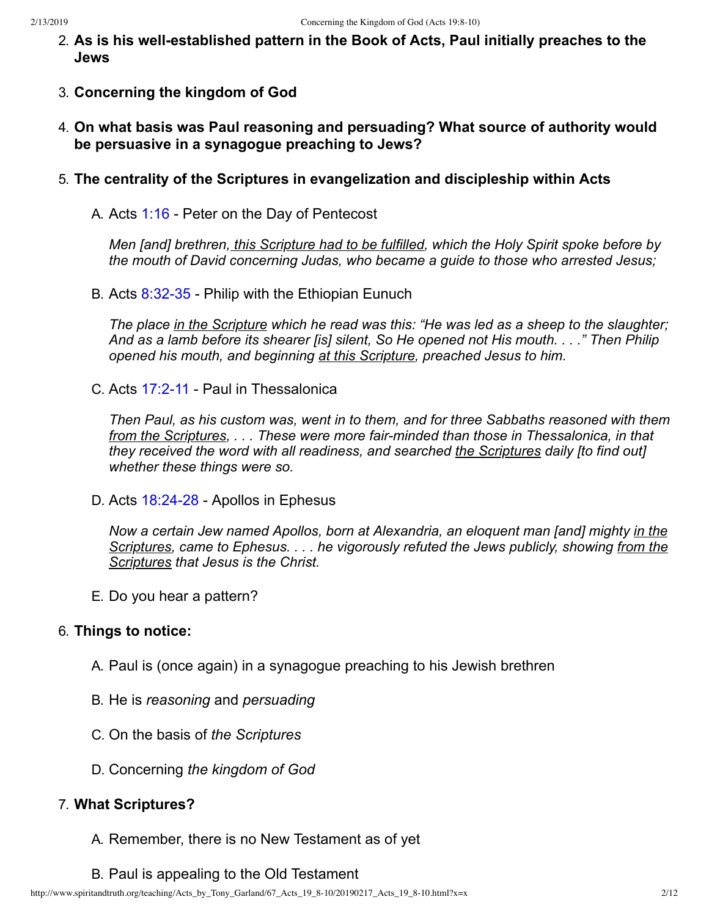2. **As is his well-established pattern in the Book of Acts, Paul initially preaches to the Jews**

3. **Concerning the kingdom of God**

4. **On what basis was Paul reasoning and persuading? What source of authority would be persuasive in a synagogue preaching to Jews?**

5. **The centrality of the Scriptures in evangelization and discipleship within Acts**

   A. Acts 1:16 - Peter on the Day of Pentecost

   *Men [and] brethren, this Scripture had to be fulfilled, which the Holy Spirit spoke before by the mouth of David concerning Judas, who became a guide to those who arrested Jesus;*

   B. Acts 8:32-35 - Philip with the Ethiopian Eunuch

   *The place in the Scripture which he read was this: "He was led as a sheep to the slaughter; And as a lamb before its shearer [is] silent, So He opened not His mouth. . . ." Then Philip opened his mouth, and beginning at this Scripture, preached Jesus to him.*

   C. Acts 17:2-11 - Paul in Thessalonica

   *Then Paul, as his custom was, went in to them, and for three Sabbaths reasoned with them from the Scriptures, . . . These were more fair-minded than those in Thessalonica, in that they received the word with all readiness, and searched the Scriptures daily [to find out] whether these things were so.*

   D. Acts 18:24-28 - Apollos in Ephesus

   *Now a certain Jew named Apollos, born at Alexandria, an eloquent man [and] mighty in the Scriptures, came to Ephesus. . . . he vigorously refuted the Jews publicly, showing from the Scriptures that Jesus is the Christ.*

   E. Do you hear a pattern?

6. **Things to notice:**

   A. Paul is (once again) in a synagogue preaching to his Jewish brethren

   B. He is *reasoning* and *persuading*

   C. On the basis of *the Scriptures*

   D. Concerning *the kingdom of God*

7. **What Scriptures?**

   A. Remember, there is no New Testament as of yet

   B. Paul is appealing to the Old Testament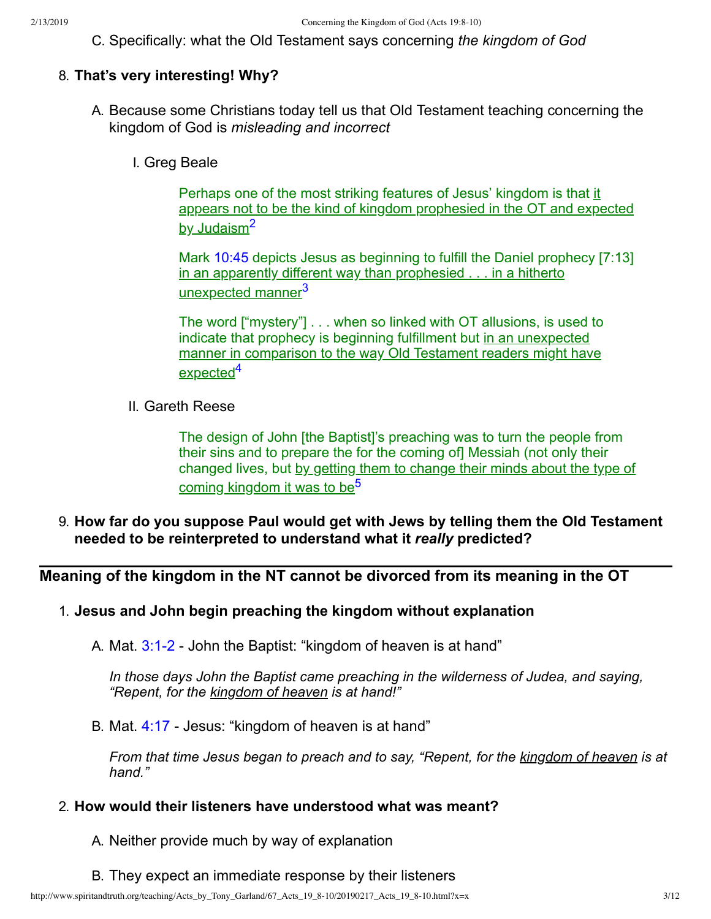C. Specifically: what the Old Testament says concerning *the kingdom of God*

8. **That's very interesting! Why?**

    A. Because some Christians today tell us that Old Testament teaching concerning the kingdom of God is *misleading and incorrect*

    I. Greg Beale

    > Perhaps one of the most striking features of Jesus' kingdom is that <u>it appears not to be the kind of kingdom prophesied in the OT and expected by Judaism</u>[2]
    >
    > Mark 10:45 depicts Jesus as beginning to fulfill the Daniel prophecy [7:13] <u>in an apparently different way than prophesied . . . in a hitherto unexpected manner</u>[3]
    >
    > The word ["mystery"] . . . when so linked with OT allusions, is used to indicate that prophecy is beginning fulfillment but <u>in an unexpected manner in comparison to the way Old Testament readers might have expected</u>[4]

    II. Gareth Reese

    > The design of John [the Baptist]'s preaching was to turn the people from their sins and to prepare the for the coming of] Messiah (not only their changed lives, but <u>by getting them to change their minds about the type of coming kingdom it was to be</u>[5]

9. **How far do you suppose Paul would get with Jews by telling them the Old Testament needed to be reinterpreted to understand what it *really* predicted?**

---

## Meaning of the kingdom in the NT cannot be divorced from its meaning in the OT

1. **Jesus and John begin preaching the kingdom without explanation**

    A. Mat. 3:1-2 - John the Baptist: "kingdom of heaven is at hand"

    *In those days John the Baptist came preaching in the wilderness of Judea, and saying, "Repent, for the <u>kingdom of heaven</u> is at hand!"*

    B. Mat. 4:17 - Jesus: "kingdom of heaven is at hand"

    *From that time Jesus began to preach and to say, "Repent, for the <u>kingdom of heaven</u> is at hand."*

2. **How would their listeners have understood what was meant?**

    A. Neither provide much by way of explanation

    B. They expect an immediate response by their listeners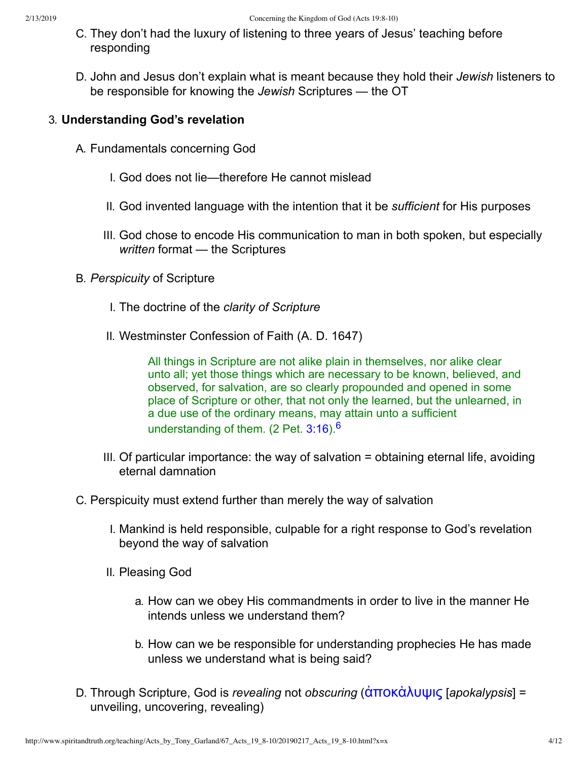C. They don't had the luxury of listening to three years of Jesus' teaching before responding

D. John and Jesus don't explain what is meant because they hold their *Jewish* listeners to be responsible for knowing the *Jewish* Scriptures — the OT

3. **Understanding God's revelation**

   A. Fundamentals concerning God

      I. God does not lie—therefore He cannot mislead

      II. God invented language with the intention that it be *sufficient* for His purposes

      III. God chose to encode His communication to man in both spoken, but especially *written* format — the Scriptures

   B. *Perspicuity* of Scripture

      I. The doctrine of the *clarity of Scripture*

      II. Westminster Confession of Faith (A. D. 1647)

         > All things in Scripture are not alike plain in themselves, nor alike clear unto all; yet those things which are necessary to be known, believed, and observed, for salvation, are so clearly propounded and opened in some place of Scripture or other, that not only the learned, but the unlearned, in a due use of the ordinary means, may attain unto a sufficient understanding of them. (2 Pet. 3:16).[6]

      III. Of particular importance: the way of salvation = obtaining eternal life, avoiding eternal damnation

   C. Perspicuity must extend further than merely the way of salvation

      I. Mankind is held responsible, culpable for a right response to God's revelation beyond the way of salvation

      II. Pleasing God

         a. How can we obey His commandments in order to live in the manner He intends unless we understand them?

         b. How can we be responsible for understanding prophecies He has made unless we understand what is being said?

   D. Through Scripture, God is *revealing* not *obscuring* (ἀποκὰλυψις [*apokalypsis*] = unveiling, uncovering, revealing)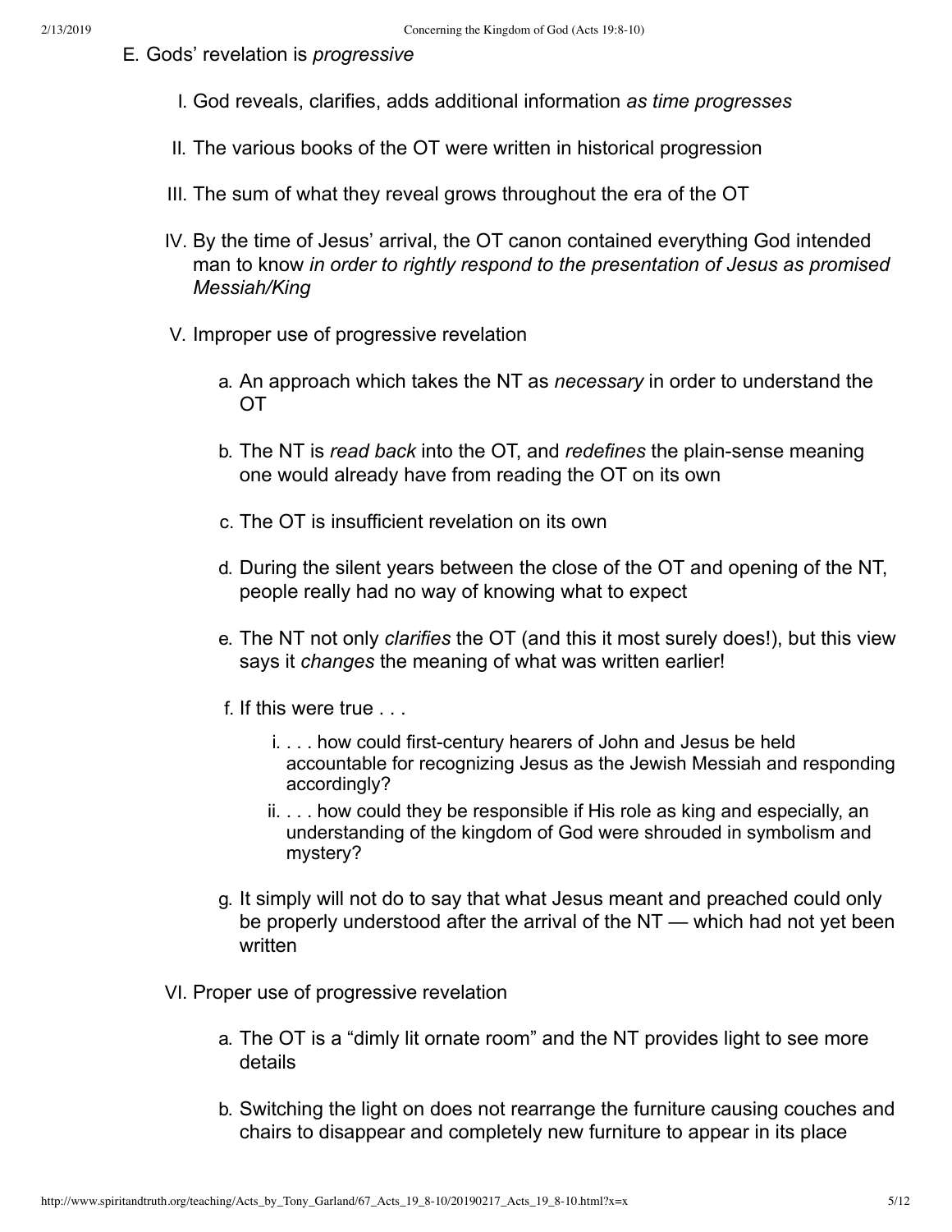E. Gods' revelation is *progressive*

   I. God reveals, clarifies, adds additional information *as time progresses*

   II. The various books of the OT were written in historical progression

   III. The sum of what they reveal grows throughout the era of the OT

   IV. By the time of Jesus' arrival, the OT canon contained everything God intended man to know *in order to rightly respond to the presentation of Jesus as promised Messiah/King*

   V. Improper use of progressive revelation

      a. An approach which takes the NT as *necessary* in order to understand the OT

      b. The NT is *read back* into the OT, and *redefines* the plain-sense meaning one would already have from reading the OT on its own

      c. The OT is insufficient revelation on its own

      d. During the silent years between the close of the OT and opening of the NT, people really had no way of knowing what to expect

      e. The NT not only *clarifies* the OT (and this it most surely does!), but this view says it *changes* the meaning of what was written earlier!

      f. If this were true . . .

         i. . . . how could first-century hearers of John and Jesus be held accountable for recognizing Jesus as the Jewish Messiah and responding accordingly?

         ii. . . . how could they be responsible if His role as king and especially, an understanding of the kingdom of God were shrouded in symbolism and mystery?

      g. It simply will not do to say that what Jesus meant and preached could only be properly understood after the arrival of the NT — which had not yet been written

   VI. Proper use of progressive revelation

      a. The OT is a "dimly lit ornate room" and the NT provides light to see more details

      b. Switching the light on does not rearrange the furniture causing couches and chairs to disappear and completely new furniture to appear in its place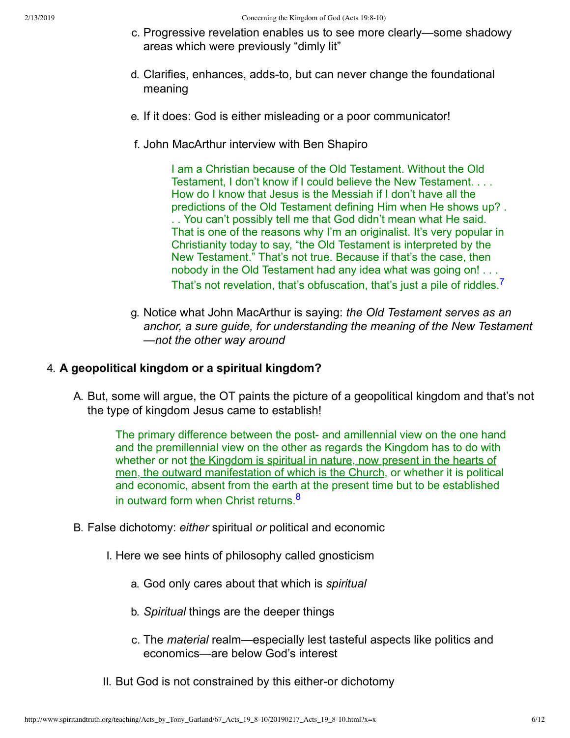c. Progressive revelation enables us to see more clearly—some shadowy areas which were previously "dimly lit"

d. Clarifies, enhances, adds-to, but can never change the foundational meaning

e. If it does: God is either misleading or a poor communicator!

f. John MacArthur interview with Ben Shapiro

> I am a Christian because of the Old Testament. Without the Old Testament, I don't know if I could believe the New Testament. . . . How do I know that Jesus is the Messiah if I don't have all the predictions of the Old Testament defining Him when He shows up? . . . You can't possibly tell me that God didn't mean what He said. That is one of the reasons why I'm an originalist. It's very popular in Christianity today to say, "the Old Testament is interpreted by the New Testament." That's not true. Because if that's the case, then nobody in the Old Testament had any idea what was going on! . . . That's not revelation, that's obfuscation, that's just a pile of riddles.[7]

g. Notice what John MacArthur is saying: *the Old Testament serves as an anchor, a sure guide, for understanding the meaning of the New Testament—not the other way around*

4. **A geopolitical kingdom or a spiritual kingdom?**

A. But, some will argue, the OT paints the picture of a geopolitical kingdom and that's not the type of kingdom Jesus came to establish!

> The primary difference between the post- and amillennial view on the one hand and the premillennial view on the other as regards the Kingdom has to do with whether or not the Kingdom is spiritual in nature, now present in the hearts of men, the outward manifestation of which is the Church, or whether it is political and economic, absent from the earth at the present time but to be established in outward form when Christ returns.[8]

B. False dichotomy: *either* spiritual *or* political and economic

I. Here we see hints of philosophy called gnosticism

a. God only cares about that which is *spiritual*

b. *Spiritual* things are the deeper things

c. The *material* realm—especially lest tasteful aspects like politics and economics—are below God's interest

II. But God is not constrained by this either-or dichotomy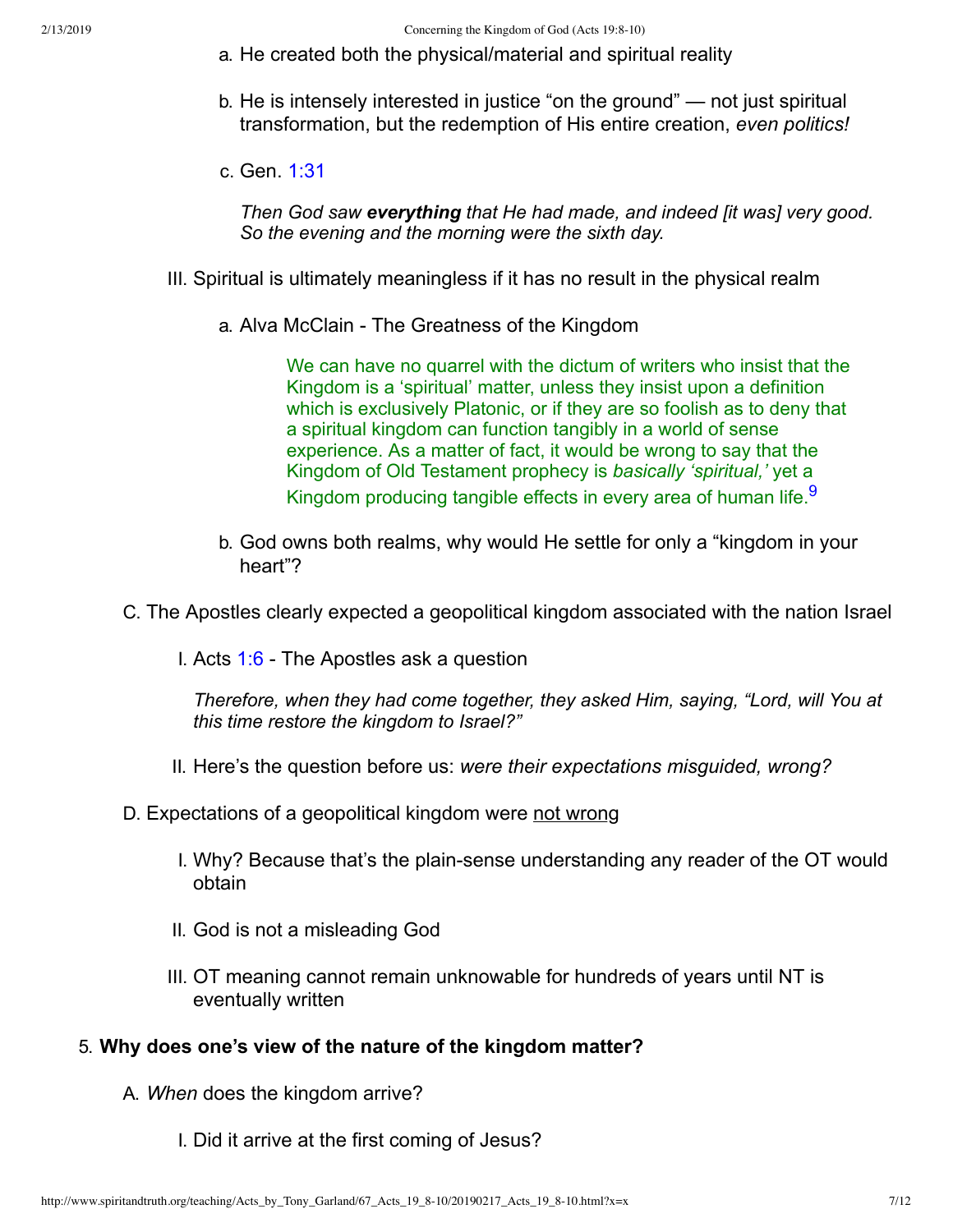a. He created both the physical/material and spiritual reality

b. He is intensely interested in justice "on the ground" — not just spiritual transformation, but the redemption of His entire creation, *even politics!*

c. Gen. 1:31

   *Then God saw **everything** that He had made, and indeed [it was] very good. So the evening and the morning were the sixth day.*

III. Spiritual is ultimately meaningless if it has no result in the physical realm

   a. Alva McClain - The Greatness of the Kingdom

   > We can have no quarrel with the dictum of writers who insist that the Kingdom is a 'spiritual' matter, unless they insist upon a definition which is exclusively Platonic, or if they are so foolish as to deny that a spiritual kingdom can function tangibly in a world of sense experience. As a matter of fact, it would be wrong to say that the Kingdom of Old Testament prophecy is *basically 'spiritual,'* yet a Kingdom producing tangible effects in every area of human life.[9]

   b. God owns both realms, why would He settle for only a "kingdom in your heart"?

C. The Apostles clearly expected a geopolitical kingdom associated with the nation Israel

   I. Acts 1:6 - The Apostles ask a question

   *Therefore, when they had come together, they asked Him, saying, "Lord, will You at this time restore the kingdom to Israel?"*

   II. Here's the question before us: *were their expectations misguided, wrong?*

D. Expectations of a geopolitical kingdom were not wrong

   I. Why? Because that's the plain-sense understanding any reader of the OT would obtain

   II. God is not a misleading God

   III. OT meaning cannot remain unknowable for hundreds of years until NT is eventually written

5. **Why does one's view of the nature of the kingdom matter?**

   A. *When* does the kingdom arrive?

      I. Did it arrive at the first coming of Jesus?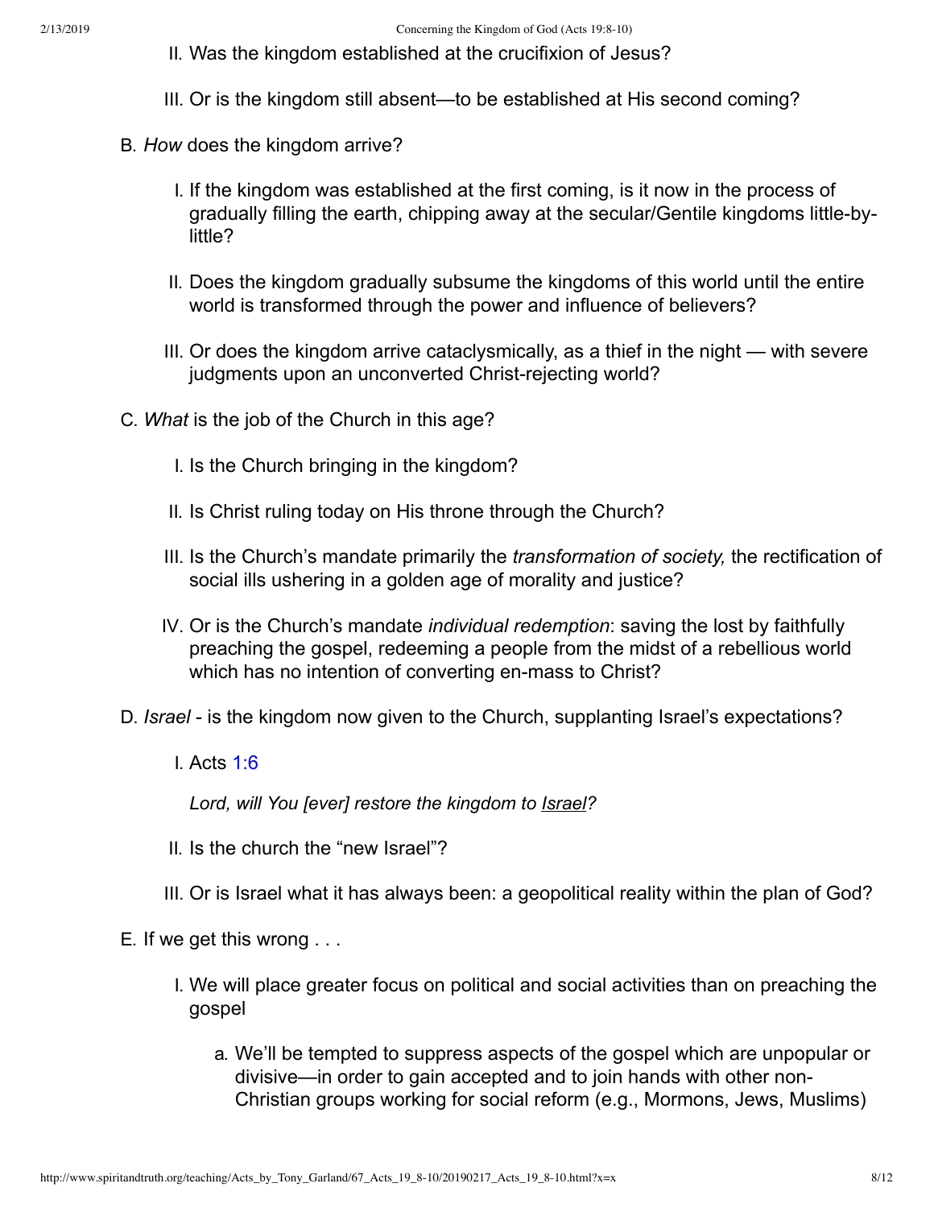II. Was the kingdom established at the crucifixion of Jesus?

   III. Or is the kingdom still absent—to be established at His second coming?

B. *How* does the kingdom arrive?

   I. If the kingdom was established at the first coming, is it now in the process of gradually filling the earth, chipping away at the secular/Gentile kingdoms little-by-little?

   II. Does the kingdom gradually subsume the kingdoms of this world until the entire world is transformed through the power and influence of believers?

   III. Or does the kingdom arrive cataclysmically, as a thief in the night — with severe judgments upon an unconverted Christ-rejecting world?

C. *What* is the job of the Church in this age?

   I. Is the Church bringing in the kingdom?

   II. Is Christ ruling today on His throne through the Church?

   III. Is the Church's mandate primarily the *transformation of society,* the rectification of social ills ushering in a golden age of morality and justice?

   IV. Or is the Church's mandate *individual redemption*: saving the lost by faithfully preaching the gospel, redeeming a people from the midst of a rebellious world which has no intention of converting en-mass to Christ?

D. *Israel* - is the kingdom now given to the Church, supplanting Israel's expectations?

   I. Acts 1:6

      *Lord, will You [ever] restore the kingdom to Israel?*

   II. Is the church the "new Israel"?

   III. Or is Israel what it has always been: a geopolitical reality within the plan of God?

E. If we get this wrong . . .

   I. We will place greater focus on political and social activities than on preaching the gospel

      a. We'll be tempted to suppress aspects of the gospel which are unpopular or divisive—in order to gain accepted and to join hands with other non-Christian groups working for social reform (e.g., Mormons, Jews, Muslims)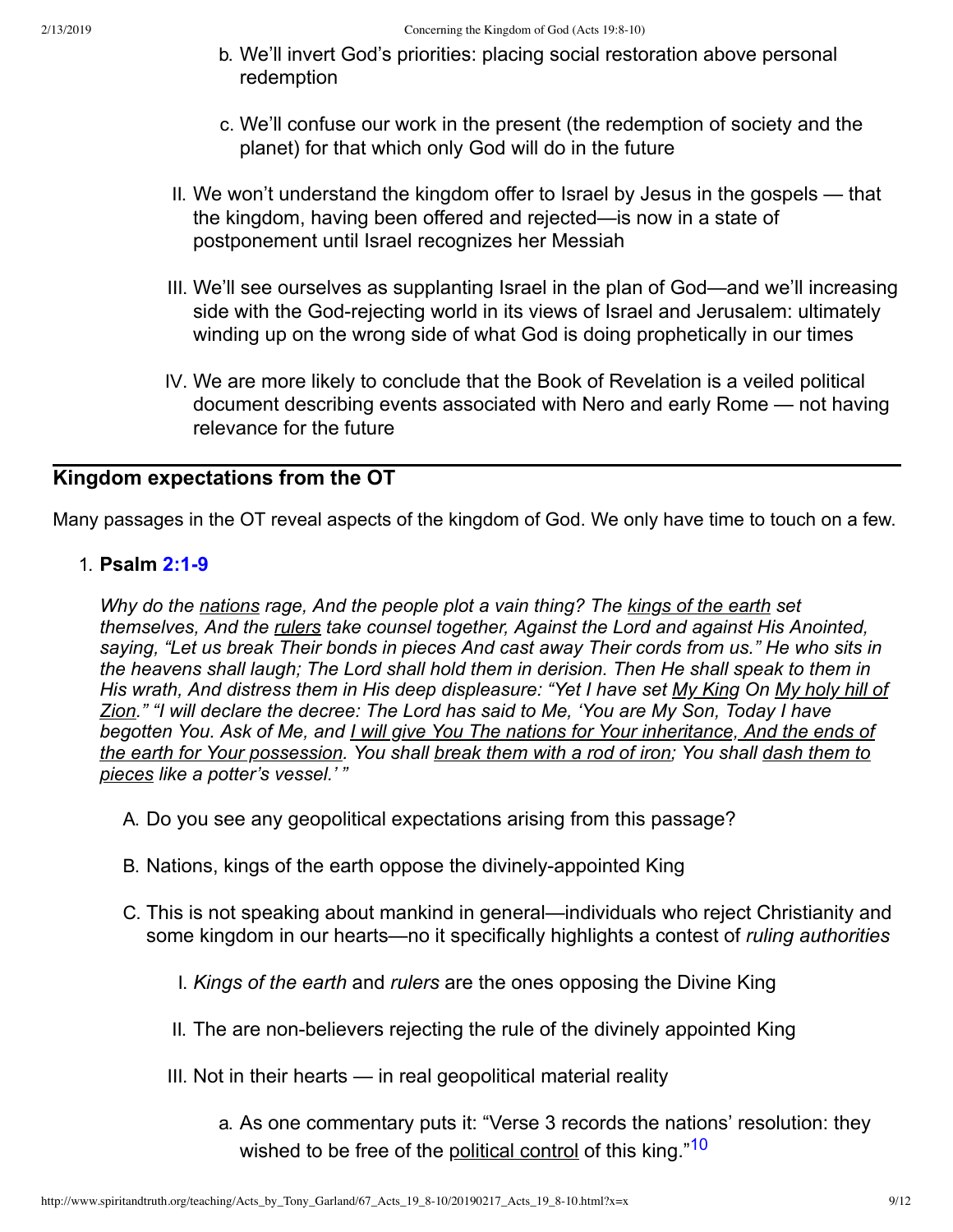b. We'll invert God's priorities: placing social restoration above personal redemption

c. We'll confuse our work in the present (the redemption of society and the planet) for that which only God will do in the future

II. We won't understand the kingdom offer to Israel by Jesus in the gospels — that the kingdom, having been offered and rejected—is now in a state of postponement until Israel recognizes her Messiah

III. We'll see ourselves as supplanting Israel in the plan of God—and we'll increasing side with the God-rejecting world in its views of Israel and Jerusalem: ultimately winding up on the wrong side of what God is doing prophetically in our times

IV. We are more likely to conclude that the Book of Revelation is a veiled political document describing events associated with Nero and early Rome — not having relevance for the future

## Kingdom expectations from the OT

Many passages in the OT reveal aspects of the kingdom of God. We only have time to touch on a few.

1. **Psalm 2:1-9**

   *Why do the nations rage, And the people plot a vain thing? The kings of the earth set themselves, And the rulers take counsel together, Against the Lord and against His Anointed, saying, "Let us break Their bonds in pieces And cast away Their cords from us." He who sits in the heavens shall laugh; The Lord shall hold them in derision. Then He shall speak to them in His wrath, And distress them in His deep displeasure: "Yet I have set My King On My holy hill of Zion." "I will declare the decree: The Lord has said to Me, 'You are My Son, Today I have begotten You. Ask of Me, and I will give You The nations for Your inheritance, And the ends of the earth for Your possession. You shall break them with a rod of iron; You shall dash them to pieces like a potter's vessel.' "*

   A. Do you see any geopolitical expectations arising from this passage?

   B. Nations, kings of the earth oppose the divinely-appointed King

   C. This is not speaking about mankind in general—individuals who reject Christianity and some kingdom in our hearts—no it specifically highlights a contest of *ruling authorities*

      I. *Kings of the earth* and *rulers* are the ones opposing the Divine King

      II. The are non-believers rejecting the rule of the divinely appointed King

      III. Not in their hearts — in real geopolitical material reality

         a. As one commentary puts it: "Verse 3 records the nations' resolution: they wished to be free of the political control of this king."[10]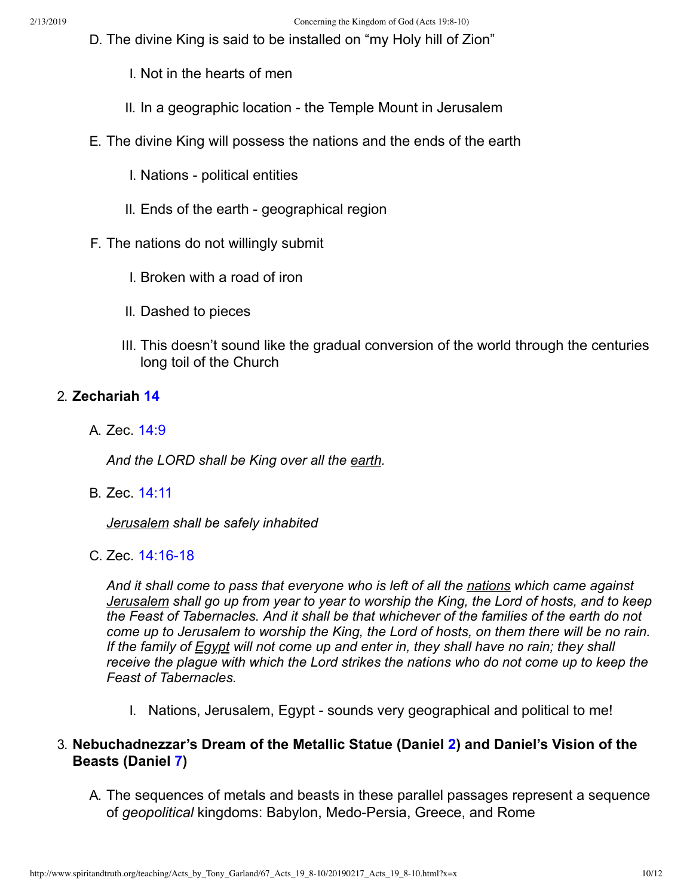D. The divine King is said to be installed on “my Holy hill of Zion”

   I. Not in the hearts of men

   II. In a geographic location - the Temple Mount in Jerusalem

E. The divine King will possess the nations and the ends of the earth

   I. Nations - political entities

   II. Ends of the earth - geographical region

F. The nations do not willingly submit

   I. Broken with a road of iron

   II. Dashed to pieces

   III. This doesn’t sound like the gradual conversion of the world through the centuries long toil of the Church

2. **Zechariah 14**

   A. Zec. 14:9

      *And the LORD shall be King over all the earth.*

   B. Zec. 14:11

      *Jerusalem shall be safely inhabited*

   C. Zec. 14:16-18

      *And it shall come to pass that everyone who is left of all the nations which came against Jerusalem shall go up from year to year to worship the King, the Lord of hosts, and to keep the Feast of Tabernacles. And it shall be that whichever of the families of the earth do not come up to Jerusalem to worship the King, the Lord of hosts, on them there will be no rain. If the family of Egypt will not come up and enter in, they shall have no rain; they shall receive the plague with which the Lord strikes the nations who do not come up to keep the Feast of Tabernacles.*

      I. Nations, Jerusalem, Egypt - sounds very geographical and political to me!

3. **Nebuchadnezzar’s Dream of the Metallic Statue (Daniel 2) and Daniel’s Vision of the Beasts (Daniel 7)**

   A. The sequences of metals and beasts in these parallel passages represent a sequence of *geopolitical* kingdoms: Babylon, Medo-Persia, Greece, and Rome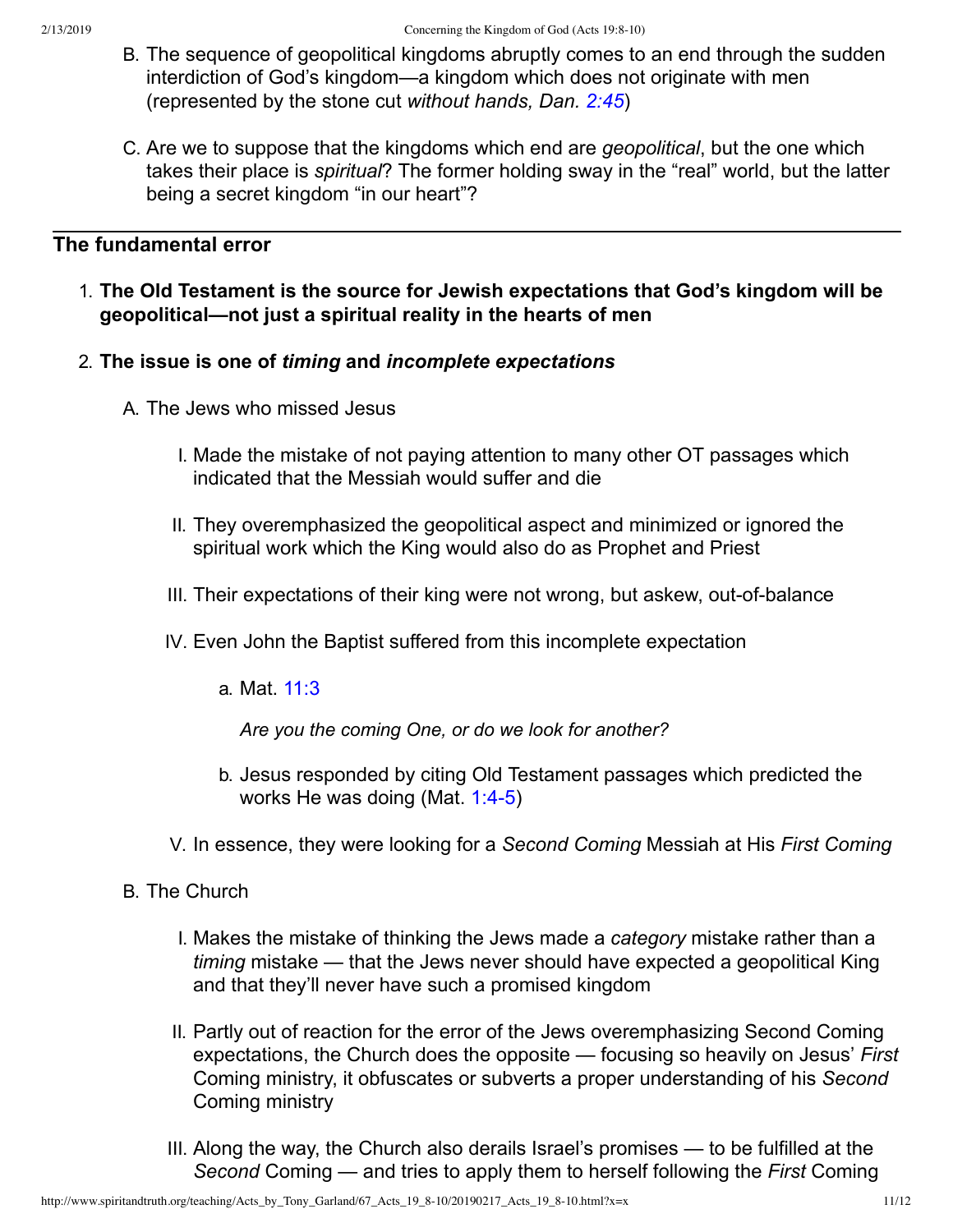B. The sequence of geopolitical kingdoms abruptly comes to an end through the sudden interdiction of God's kingdom—a kingdom which does not originate with men (represented by the stone cut *without hands, Dan. 2:45*)

C. Are we to suppose that the kingdoms which end are *geopolitical*, but the one which takes their place is *spiritual*? The former holding sway in the "real" world, but the latter being a secret kingdom "in our heart"?

---

## The fundamental error

1. **The Old Testament is the source for Jewish expectations that God's kingdom will be geopolitical—not just a spiritual reality in the hearts of men**

2. **The issue is one of *timing* and *incomplete expectations***

   A. The Jews who missed Jesus

      I. Made the mistake of not paying attention to many other OT passages which indicated that the Messiah would suffer and die

      II. They overemphasized the geopolitical aspect and minimized or ignored the spiritual work which the King would also do as Prophet and Priest

      III. Their expectations of their king were not wrong, but askew, out-of-balance

      IV. Even John the Baptist suffered from this incomplete expectation

         a. Mat. 11:3

            *Are you the coming One, or do we look for another?*

         b. Jesus responded by citing Old Testament passages which predicted the works He was doing (Mat. 1:4-5)

      V. In essence, they were looking for a *Second Coming* Messiah at His *First Coming*

   B. The Church

      I. Makes the mistake of thinking the Jews made a *category* mistake rather than a *timing* mistake — that the Jews never should have expected a geopolitical King and that they'll never have such a promised kingdom

      II. Partly out of reaction for the error of the Jews overemphasizing Second Coming expectations, the Church does the opposite — focusing so heavily on Jesus' *First* Coming ministry, it obfuscates or subverts a proper understanding of his *Second* Coming ministry

      III. Along the way, the Church also derails Israel's promises — to be fulfilled at the *Second* Coming — and tries to apply them to herself following the *First* Coming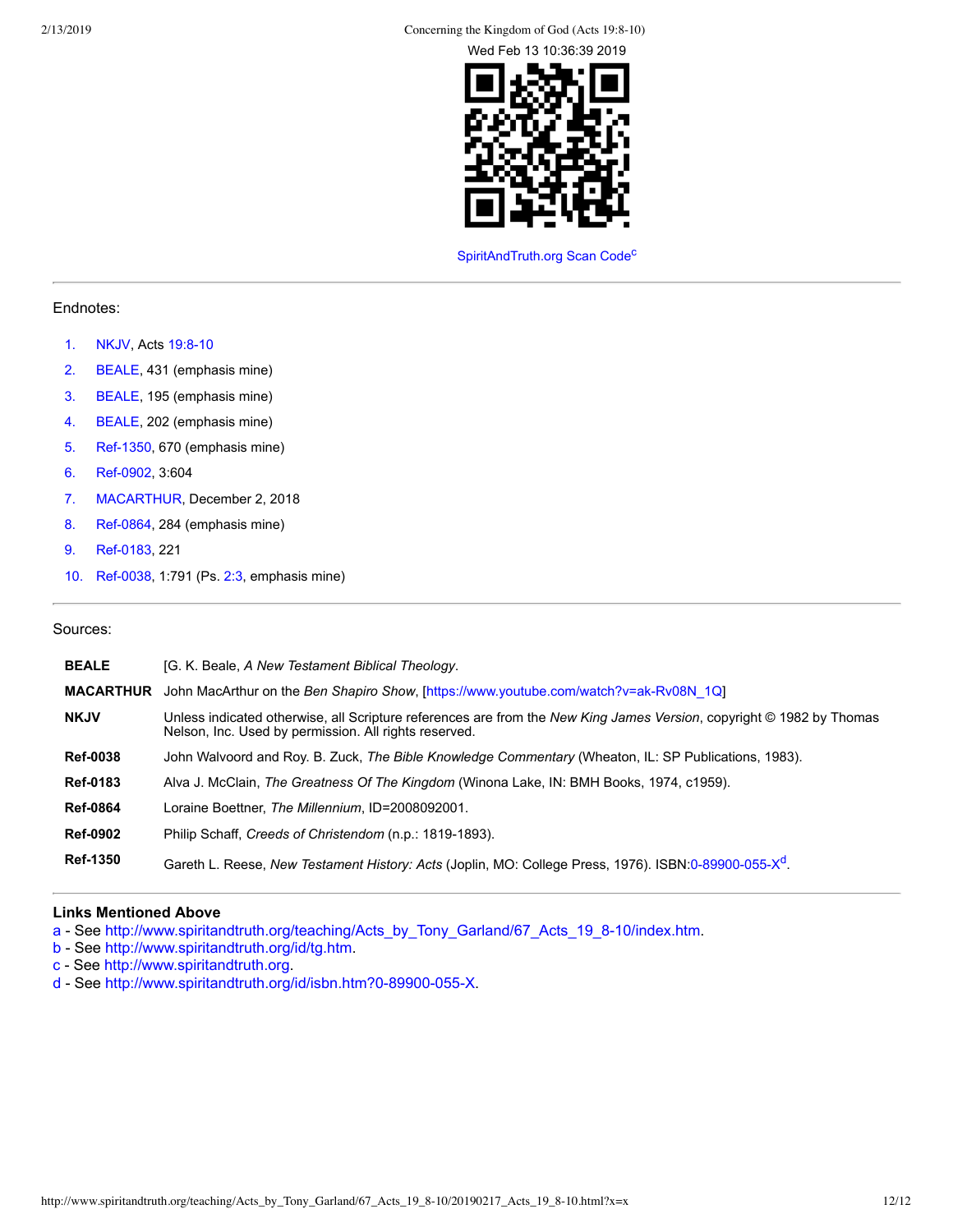Wed Feb 13 10:36:39 2019

SpiritAndTruth.org Scan Code[c]

---

Endnotes:

1. NKJV, Acts 19:8-10
2. BEALE, 431 (emphasis mine)
3. BEALE, 195 (emphasis mine)
4. BEALE, 202 (emphasis mine)
5. Ref-1350, 670 (emphasis mine)
6. Ref-0902, 3:604
7. MACARTHUR, December 2, 2018
8. Ref-0864, 284 (emphasis mine)
9. Ref-0183, 221
10. Ref-0038, 1:791 (Ps. 2:3, emphasis mine)

---

Sources:

| | |
|---|---|
| **BEALE** | [G. K. Beale, *A New Testament Biblical Theology*. |
| **MACARTHUR** | John MacArthur on the *Ben Shapiro Show*, [https://www.youtube.com/watch?v=ak-Rv08N_1Q] |
| **NKJV** | Unless indicated otherwise, all Scripture references are from the *New King James Version*, copyright © 1982 by Thomas Nelson, Inc. Used by permission. All rights reserved. |
| **Ref-0038** | John Walvoord and Roy. B. Zuck, *The Bible Knowledge Commentary* (Wheaton, IL: SP Publications, 1983). |
| **Ref-0183** | Alva J. McClain, *The Greatness Of The Kingdom* (Winona Lake, IN: BMH Books, 1974, c1959). |
| **Ref-0864** | Loraine Boettner, *The Millennium*, ID=2008092001. |
| **Ref-0902** | Philip Schaff, *Creeds of Christendom* (n.p.: 1819-1893). |
| **Ref-1350** | Gareth L. Reese, *New Testament History: Acts* (Joplin, MO: College Press, 1976). ISBN:0-89900-055-X[d]. |

---

**Links Mentioned Above**

a - See http://www.spiritandtruth.org/teaching/Acts_by_Tony_Garland/67_Acts_19_8-10/index.htm.
b - See http://www.spiritandtruth.org/id/tg.htm.
c - See http://www.spiritandtruth.org.
d - See http://www.spiritandtruth.org/id/isbn.htm?0-89900-055-X.